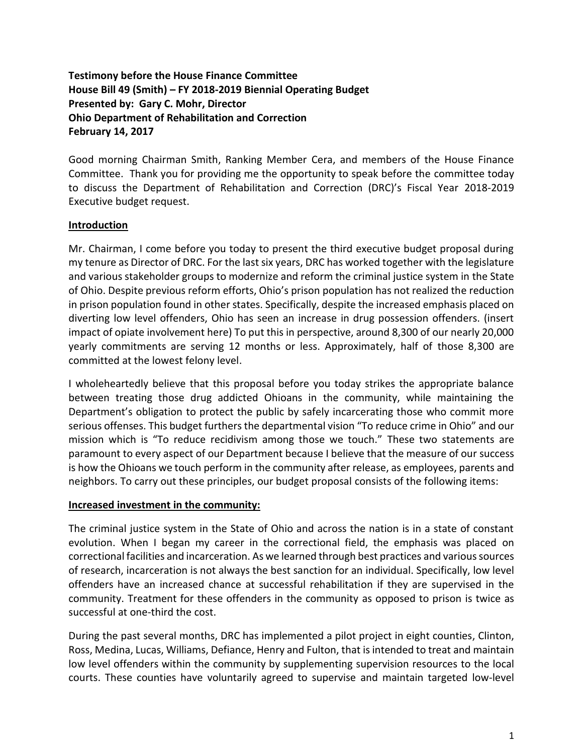**Testimony before the House Finance Committee**
**House Bill 49 (Smith) – FY 2018-2019 Biennial Operating Budget**
**Presented by: Gary C. Mohr, Director**
**Ohio Department of Rehabilitation and Correction**
**February 14, 2017**

Good morning Chairman Smith, Ranking Member Cera, and members of the House Finance Committee. Thank you for providing me the opportunity to speak before the committee today to discuss the Department of Rehabilitation and Correction (DRC)'s Fiscal Year 2018-2019 Executive budget request.

**<u>Introduction</u>**

Mr. Chairman, I come before you today to present the third executive budget proposal during my tenure as Director of DRC. For the last six years, DRC has worked together with the legislature and various stakeholder groups to modernize and reform the criminal justice system in the State of Ohio. Despite previous reform efforts, Ohio's prison population has not realized the reduction in prison population found in other states. Specifically, despite the increased emphasis placed on diverting low level offenders, Ohio has seen an increase in drug possession offenders. (insert impact of opiate involvement here) To put this in perspective, around 8,300 of our nearly 20,000 yearly commitments are serving 12 months or less. Approximately, half of those 8,300 are committed at the lowest felony level.

I wholeheartedly believe that this proposal before you today strikes the appropriate balance between treating those drug addicted Ohioans in the community, while maintaining the Department's obligation to protect the public by safely incarcerating those who commit more serious offenses. This budget furthers the departmental vision "To reduce crime in Ohio" and our mission which is "To reduce recidivism among those we touch." These two statements are paramount to every aspect of our Department because I believe that the measure of our success is how the Ohioans we touch perform in the community after release, as employees, parents and neighbors. To carry out these principles, our budget proposal consists of the following items:

**<u>Increased investment in the community:</u>**

The criminal justice system in the State of Ohio and across the nation is in a state of constant evolution. When I began my career in the correctional field, the emphasis was placed on correctional facilities and incarceration. As we learned through best practices and various sources of research, incarceration is not always the best sanction for an individual. Specifically, low level offenders have an increased chance at successful rehabilitation if they are supervised in the community. Treatment for these offenders in the community as opposed to prison is twice as successful at one-third the cost.

During the past several months, DRC has implemented a pilot project in eight counties, Clinton, Ross, Medina, Lucas, Williams, Defiance, Henry and Fulton, that is intended to treat and maintain low level offenders within the community by supplementing supervision resources to the local courts. These counties have voluntarily agreed to supervise and maintain targeted low-level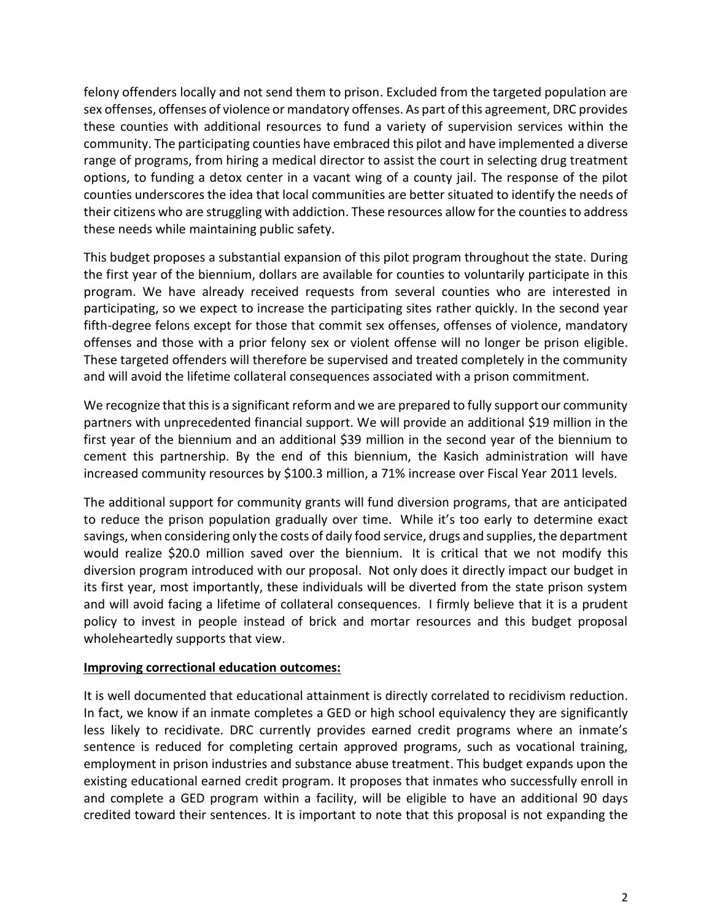felony offenders locally and not send them to prison. Excluded from the targeted population are sex offenses, offenses of violence or mandatory offenses. As part of this agreement, DRC provides these counties with additional resources to fund a variety of supervision services within the community. The participating counties have embraced this pilot and have implemented a diverse range of programs, from hiring a medical director to assist the court in selecting drug treatment options, to funding a detox center in a vacant wing of a county jail. The response of the pilot counties underscores the idea that local communities are better situated to identify the needs of their citizens who are struggling with addiction. These resources allow for the counties to address these needs while maintaining public safety.

This budget proposes a substantial expansion of this pilot program throughout the state. During the first year of the biennium, dollars are available for counties to voluntarily participate in this program. We have already received requests from several counties who are interested in participating, so we expect to increase the participating sites rather quickly. In the second year fifth-degree felons except for those that commit sex offenses, offenses of violence, mandatory offenses and those with a prior felony sex or violent offense will no longer be prison eligible. These targeted offenders will therefore be supervised and treated completely in the community and will avoid the lifetime collateral consequences associated with a prison commitment.

We recognize that this is a significant reform and we are prepared to fully support our community partners with unprecedented financial support. We will provide an additional $19 million in the first year of the biennium and an additional $39 million in the second year of the biennium to cement this partnership. By the end of this biennium, the Kasich administration will have increased community resources by $100.3 million, a 71% increase over Fiscal Year 2011 levels.

The additional support for community grants will fund diversion programs, that are anticipated to reduce the prison population gradually over time. While it's too early to determine exact savings, when considering only the costs of daily food service, drugs and supplies, the department would realize $20.0 million saved over the biennium. It is critical that we not modify this diversion program introduced with our proposal. Not only does it directly impact our budget in its first year, most importantly, these individuals will be diverted from the state prison system and will avoid facing a lifetime of collateral consequences. I firmly believe that it is a prudent policy to invest in people instead of brick and mortar resources and this budget proposal wholeheartedly supports that view.

**Improving correctional education outcomes:**

It is well documented that educational attainment is directly correlated to recidivism reduction. In fact, we know if an inmate completes a GED or high school equivalency they are significantly less likely to recidivate. DRC currently provides earned credit programs where an inmate's sentence is reduced for completing certain approved programs, such as vocational training, employment in prison industries and substance abuse treatment. This budget expands upon the existing educational earned credit program. It proposes that inmates who successfully enroll in and complete a GED program within a facility, will be eligible to have an additional 90 days credited toward their sentences. It is important to note that this proposal is not expanding the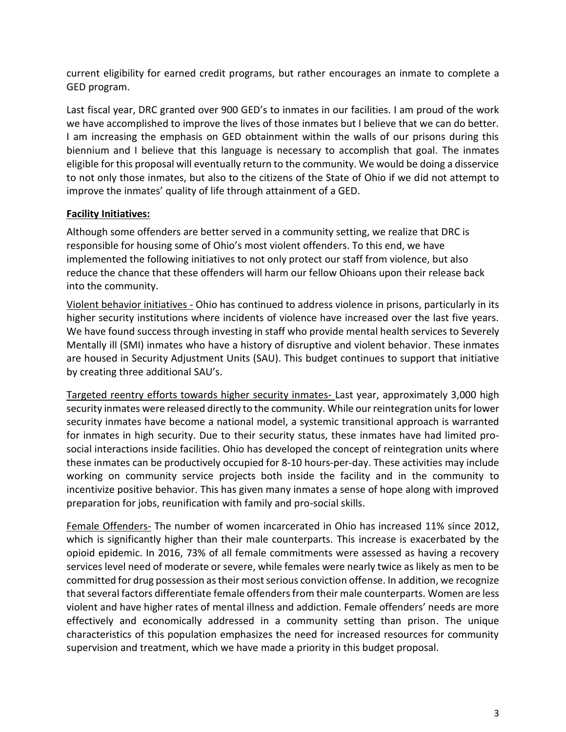current eligibility for earned credit programs, but rather encourages an inmate to complete a GED program.

Last fiscal year, DRC granted over 900 GED's to inmates in our facilities. I am proud of the work we have accomplished to improve the lives of those inmates but I believe that we can do better. I am increasing the emphasis on GED obtainment within the walls of our prisons during this biennium and I believe that this language is necessary to accomplish that goal. The inmates eligible for this proposal will eventually return to the community. We would be doing a disservice to not only those inmates, but also to the citizens of the State of Ohio if we did not attempt to improve the inmates' quality of life through attainment of a GED.

**Facility Initiatives:**

Although some offenders are better served in a community setting, we realize that DRC is responsible for housing some of Ohio's most violent offenders. To this end, we have implemented the following initiatives to not only protect our staff from violence, but also reduce the chance that these offenders will harm our fellow Ohioans upon their release back into the community.

Violent behavior initiatives - Ohio has continued to address violence in prisons, particularly in its higher security institutions where incidents of violence have increased over the last five years. We have found success through investing in staff who provide mental health services to Severely Mentally ill (SMI) inmates who have a history of disruptive and violent behavior. These inmates are housed in Security Adjustment Units (SAU). This budget continues to support that initiative by creating three additional SAU's.

Targeted reentry efforts towards higher security inmates- Last year, approximately 3,000 high security inmates were released directly to the community. While our reintegration units for lower security inmates have become a national model, a systemic transitional approach is warranted for inmates in high security. Due to their security status, these inmates have had limited pro-social interactions inside facilities. Ohio has developed the concept of reintegration units where these inmates can be productively occupied for 8-10 hours-per-day. These activities may include working on community service projects both inside the facility and in the community to incentivize positive behavior. This has given many inmates a sense of hope along with improved preparation for jobs, reunification with family and pro-social skills.

Female Offenders- The number of women incarcerated in Ohio has increased 11% since 2012, which is significantly higher than their male counterparts. This increase is exacerbated by the opioid epidemic. In 2016, 73% of all female commitments were assessed as having a recovery services level need of moderate or severe, while females were nearly twice as likely as men to be committed for drug possession as their most serious conviction offense. In addition, we recognize that several factors differentiate female offenders from their male counterparts. Women are less violent and have higher rates of mental illness and addiction. Female offenders' needs are more effectively and economically addressed in a community setting than prison. The unique characteristics of this population emphasizes the need for increased resources for community supervision and treatment, which we have made a priority in this budget proposal.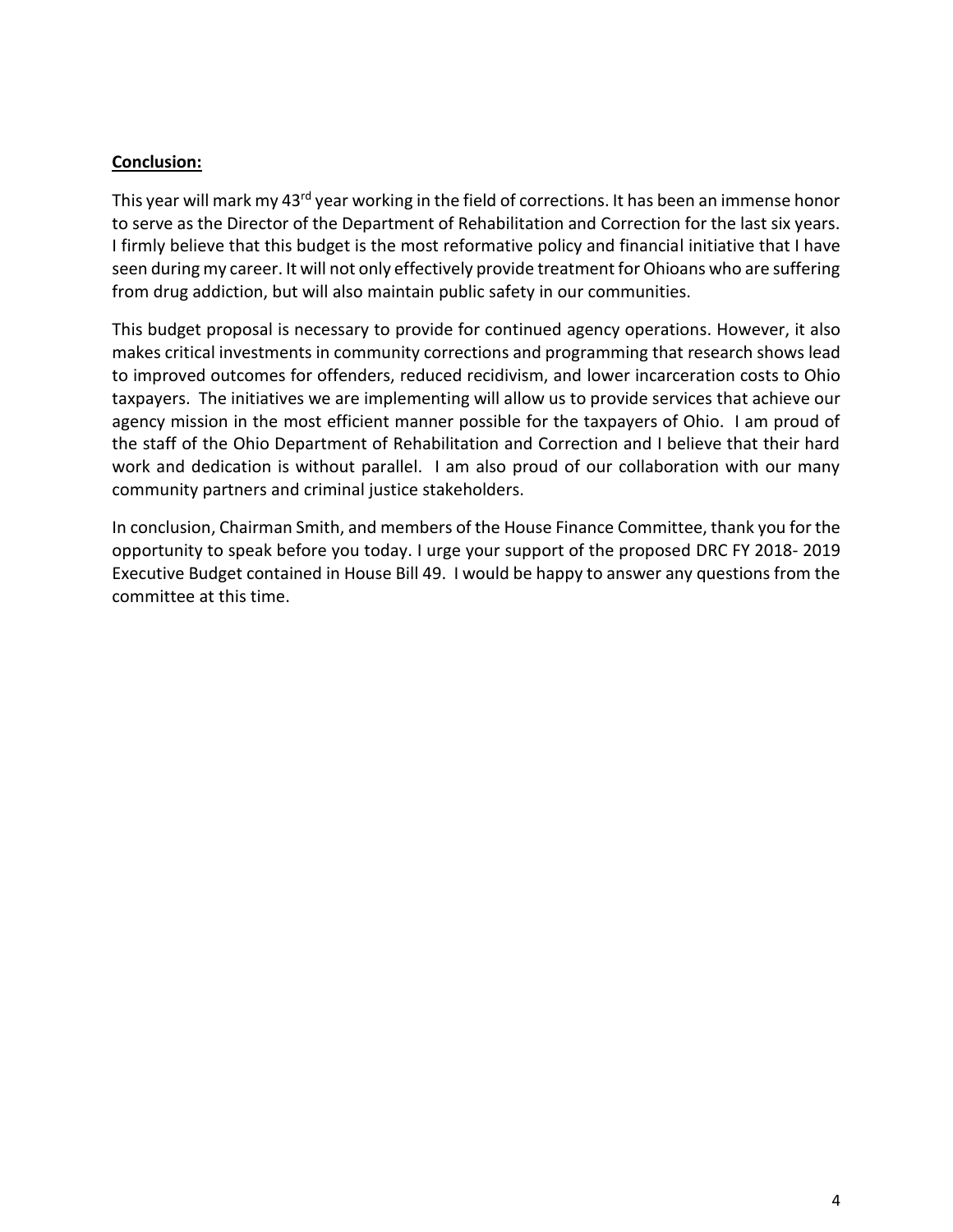**Conclusion:**

This year will mark my 43rd year working in the field of corrections. It has been an immense honor to serve as the Director of the Department of Rehabilitation and Correction for the last six years. I firmly believe that this budget is the most reformative policy and financial initiative that I have seen during my career. It will not only effectively provide treatment for Ohioans who are suffering from drug addiction, but will also maintain public safety in our communities.

This budget proposal is necessary to provide for continued agency operations. However, it also makes critical investments in community corrections and programming that research shows lead to improved outcomes for offenders, reduced recidivism, and lower incarceration costs to Ohio taxpayers. The initiatives we are implementing will allow us to provide services that achieve our agency mission in the most efficient manner possible for the taxpayers of Ohio. I am proud of the staff of the Ohio Department of Rehabilitation and Correction and I believe that their hard work and dedication is without parallel. I am also proud of our collaboration with our many community partners and criminal justice stakeholders.

In conclusion, Chairman Smith, and members of the House Finance Committee, thank you for the opportunity to speak before you today. I urge your support of the proposed DRC FY 2018- 2019 Executive Budget contained in House Bill 49. I would be happy to answer any questions from the committee at this time.